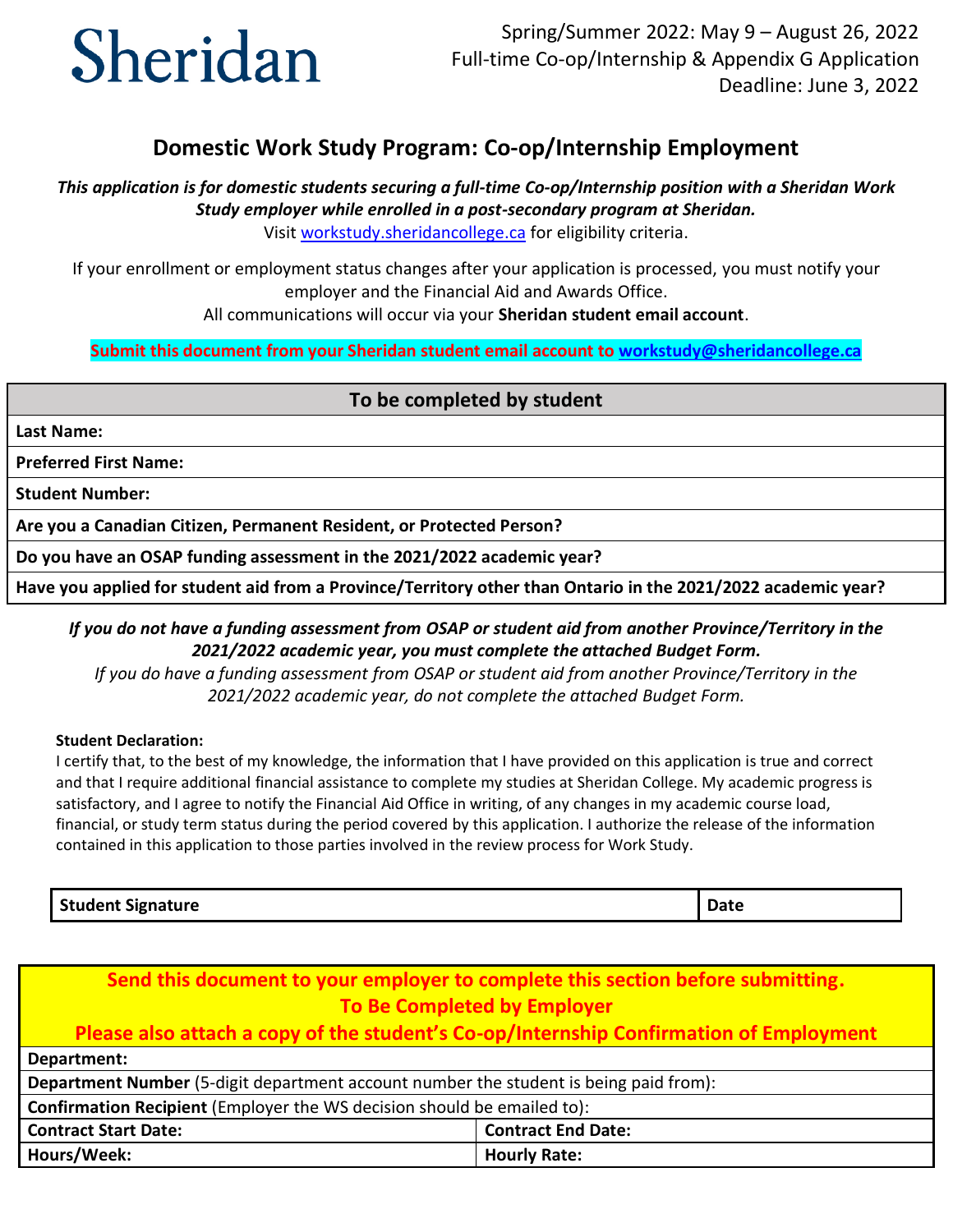Sheridan

Spring/Summer 2022: May 9 – August 26, 2022
Full-time Co-op/Internship & Appendix G Application
Deadline: June 3, 2022

# Domestic Work Study Program: Co-op/Internship Employment

***This application is for domestic students securing a full-time Co-op/Internship position with a Sheridan Work Study employer while enrolled in a post-secondary program at Sheridan.***
Visit workstudy.sheridancollege.ca for eligibility criteria.

If your enrollment or employment status changes after your application is processed, you must notify your employer and the Financial Aid and Awards Office.
All communications will occur via your **Sheridan student email account**.

**Submit this document from your Sheridan student email account to workstudy@sheridancollege.ca**

| To be completed by student |
|---|
| **Last Name:** |
| **Preferred First Name:** |
| **Student Number:** |
| **Are you a Canadian Citizen, Permanent Resident, or Protected Person?** |
| **Do you have an OSAP funding assessment in the 2021/2022 academic year?** |
| **Have you applied for student aid from a Province/Territory other than Ontario in the 2021/2022 academic year?** |

***If you do not have a funding assessment from OSAP or student aid from another Province/Territory in the 2021/2022 academic year, you must complete the attached Budget Form.***
*If you do have a funding assessment from OSAP or student aid from another Province/Territory in the 2021/2022 academic year, do not complete the attached Budget Form.*

**Student Declaration:**
I certify that, to the best of my knowledge, the information that I have provided on this application is true and correct and that I require additional financial assistance to complete my studies at Sheridan College. My academic progress is satisfactory, and I agree to notify the Financial Aid Office in writing, of any changes in my academic course load, financial, or study term status during the period covered by this application. I authorize the release of the information contained in this application to those parties involved in the review process for Work Study.

| Student Signature | Date |
|---|---|

| Send this document to your employer to complete this section before submitting. To Be Completed by Employer Please also attach a copy of the student's Co-op/Internship Confirmation of Employment | |
|---|---|
| **Department:** | |
| **Department Number** (5-digit department account number the student is being paid from): | |
| **Confirmation Recipient** (Employer the WS decision should be emailed to): | |
| **Contract Start Date:** | **Contract End Date:** |
| **Hours/Week:** | **Hourly Rate:** |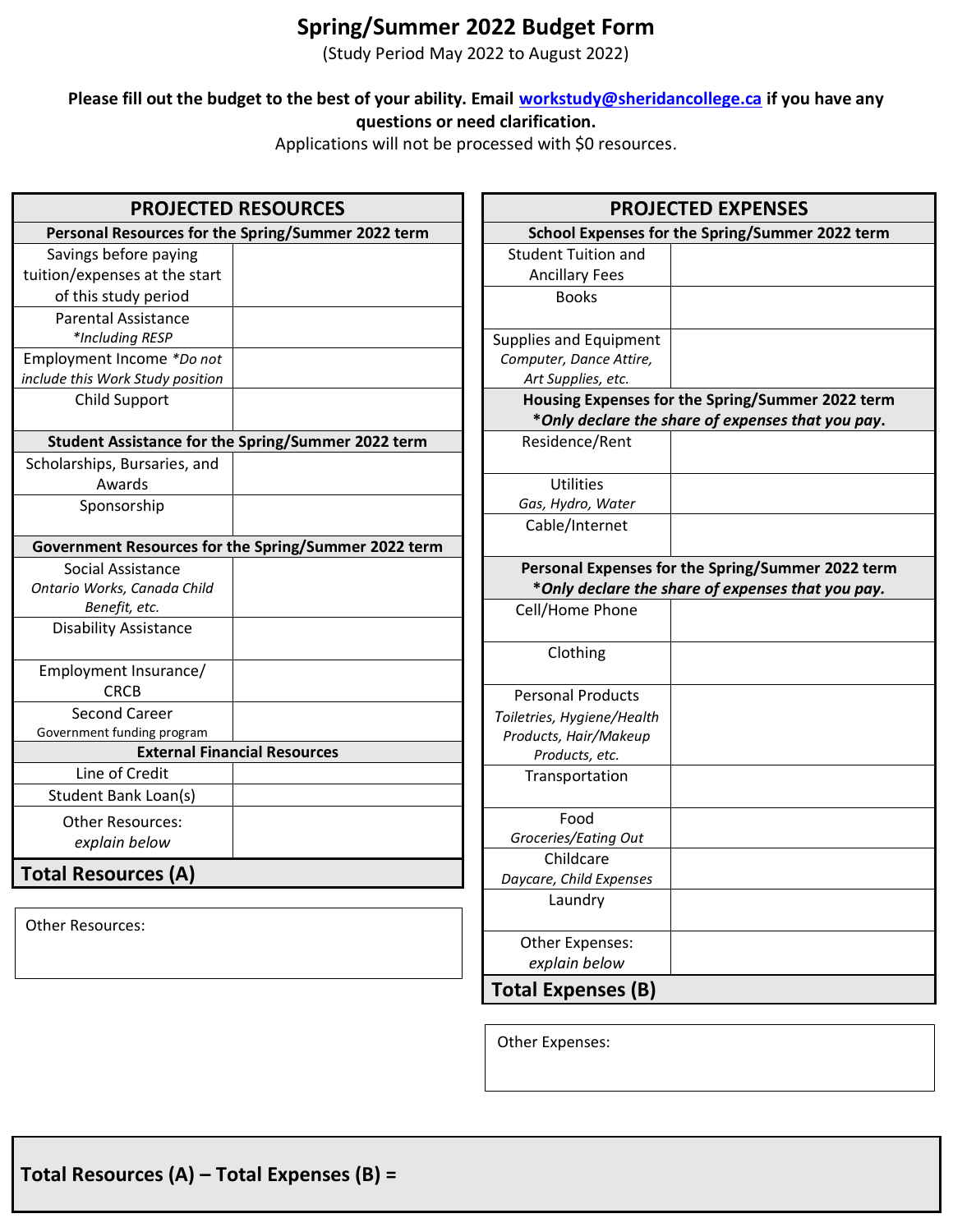# Spring/Summer 2022 Budget Form

(Study Period May 2022 to August 2022)

**Please fill out the budget to the best of your ability. Email workstudy@sheridancollege.ca if you have any questions or need clarification.**

Applications will not be processed with $0 resources.

| **PROJECTED RESOURCES** | |
|---|---|
| **Personal Resources for the Spring/Summer 2022 term** | |
| Savings before paying tuition/expenses at the start of this study period | |
| Parental Assistance *\*Including RESP* | |
| Employment Income *\*Do not include this Work Study position* | |
| Child Support | |
| **Student Assistance for the Spring/Summer 2022 term** | |
| Scholarships, Bursaries, and Awards | |
| Sponsorship | |
| **Government Resources for the Spring/Summer 2022 term** | |
| Social Assistance *Ontario Works, Canada Child Benefit, etc.* | |
| Disability Assistance | |
| Employment Insurance/ CRCB | |
| Second Career Government funding program | |
| **External Financial Resources** | |
| Line of Credit | |
| Student Bank Loan(s) | |
| Other Resources: *explain below* | |
| **Total Resources (A)** | |

Other Resources:

| **PROJECTED EXPENSES** | |
|---|---|
| **School Expenses for the Spring/Summer 2022 term** | |
| Student Tuition and Ancillary Fees | |
| Books | |
| Supplies and Equipment *Computer, Dance Attire, Art Supplies, etc.* | |
| **Housing Expenses for the Spring/Summer 2022 term** ***\*Only declare the share of expenses that you pay.*** | |
| Residence/Rent | |
| Utilities *Gas, Hydro, Water* | |
| Cable/Internet | |
| **Personal Expenses for the Spring/Summer 2022 term** ***\*Only declare the share of expenses that you pay.*** | |
| Cell/Home Phone | |
| Clothing | |
| Personal Products *Toiletries, Hygiene/Health Products, Hair/Makeup Products, etc.* | |
| Transportation | |
| Food *Groceries/Eating Out* | |
| Childcare *Daycare, Child Expenses* | |
| Laundry | |
| Other Expenses: *explain below* | |
| **Total Expenses (B)** | |

Other Expenses:

**Total Resources (A) – Total Expenses (B) =**